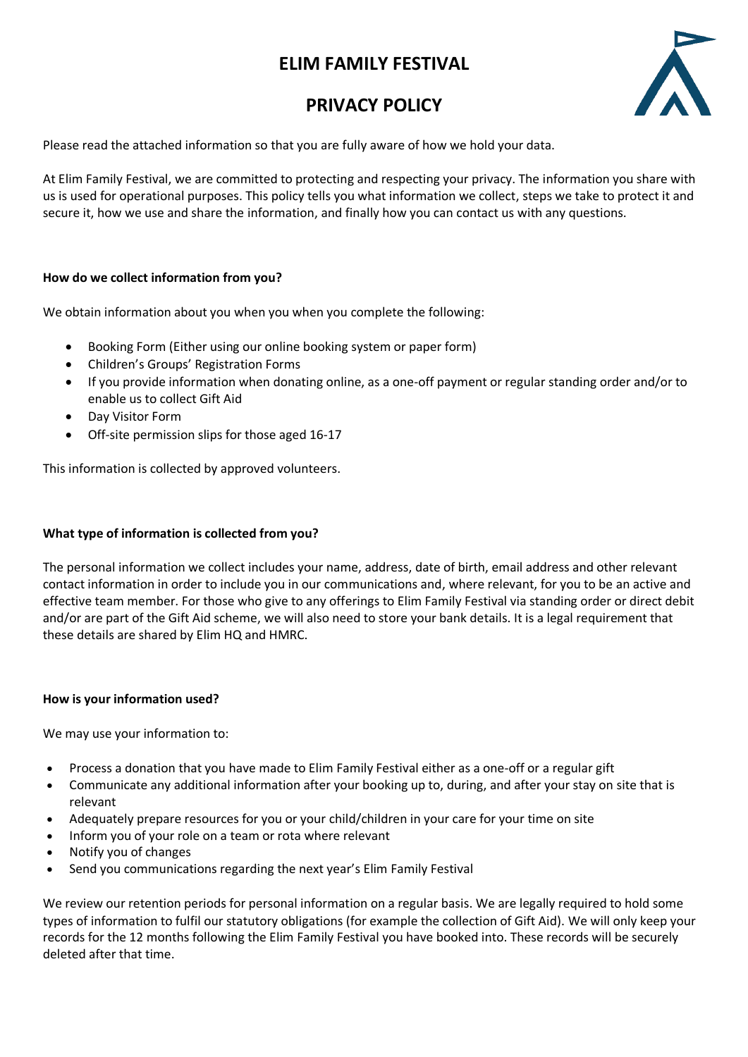# ELIM FAMILY FESTIVAL

# PRIVACY POLICY

Please read the attached information so that you are fully aware of how we hold your data.

At Elim Family Festival, we are committed to protecting and respecting your privacy. The information you share with us is used for operational purposes. This policy tells you what information we collect, steps we take to protect it and secure it, how we use and share the information, and finally how you can contact us with any questions.

**How do we collect information from you?**

We obtain information about you when you when you complete the following:

- Booking Form (Either using our online booking system or paper form)
- Children's Groups' Registration Forms
- If you provide information when donating online, as a one-off payment or regular standing order and/or to enable us to collect Gift Aid
- Day Visitor Form
- Off-site permission slips for those aged 16-17

This information is collected by approved volunteers.

**What type of information is collected from you?**

The personal information we collect includes your name, address, date of birth, email address and other relevant contact information in order to include you in our communications and, where relevant, for you to be an active and effective team member. For those who give to any offerings to Elim Family Festival via standing order or direct debit and/or are part of the Gift Aid scheme, we will also need to store your bank details. It is a legal requirement that these details are shared by Elim HQ and HMRC.

**How is your information used?**

We may use your information to:

- Process a donation that you have made to Elim Family Festival either as a one-off or a regular gift
- Communicate any additional information after your booking up to, during, and after your stay on site that is relevant
- Adequately prepare resources for you or your child/children in your care for your time on site
- Inform you of your role on a team or rota where relevant
- Notify you of changes
- Send you communications regarding the next year's Elim Family Festival

We review our retention periods for personal information on a regular basis. We are legally required to hold some types of information to fulfil our statutory obligations (for example the collection of Gift Aid). We will only keep your records for the 12 months following the Elim Family Festival you have booked into. These records will be securely deleted after that time.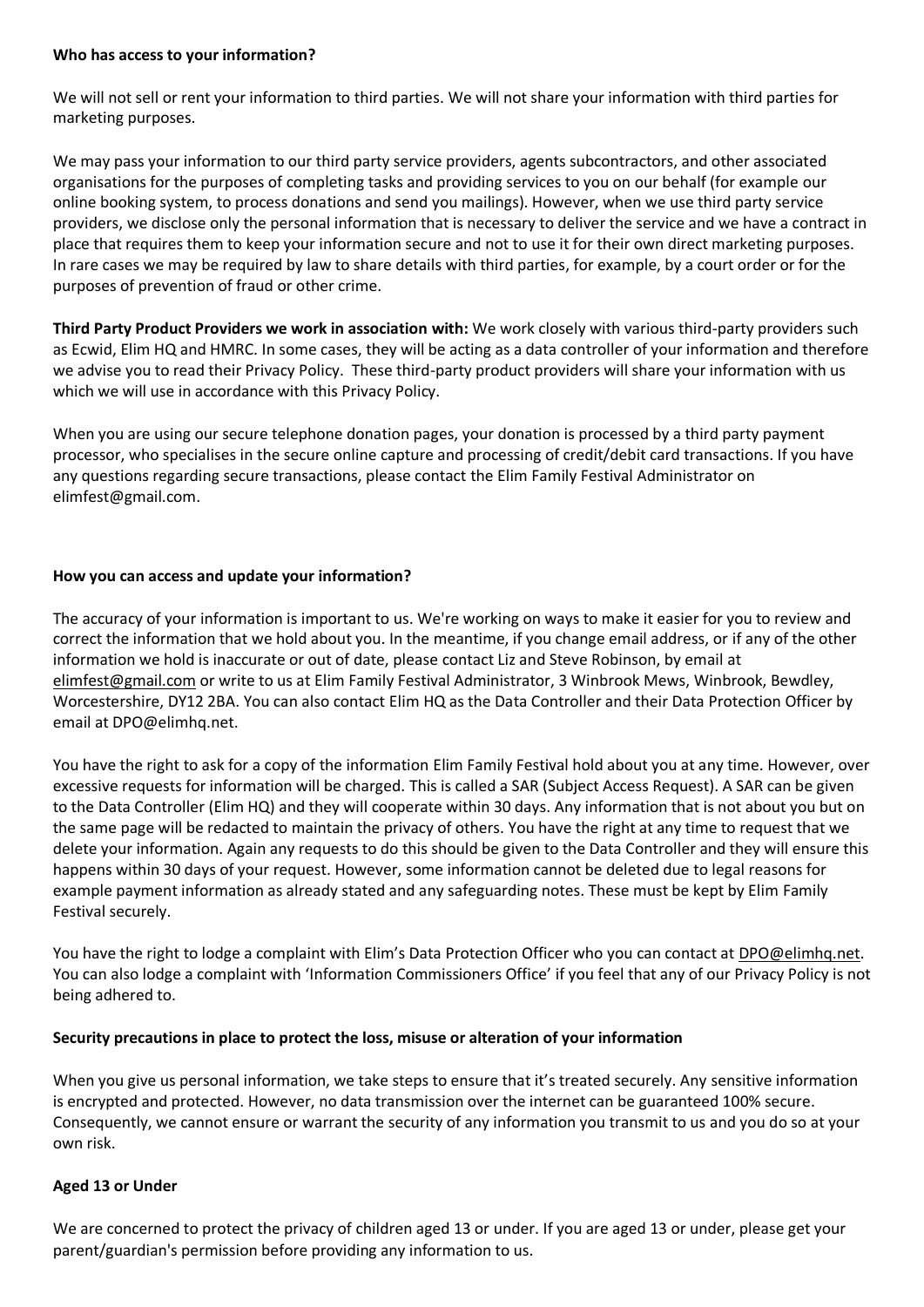**Who has access to your information?**

We will not sell or rent your information to third parties. We will not share your information with third parties for marketing purposes.

We may pass your information to our third party service providers, agents subcontractors, and other associated organisations for the purposes of completing tasks and providing services to you on our behalf (for example our online booking system, to process donations and send you mailings). However, when we use third party service providers, we disclose only the personal information that is necessary to deliver the service and we have a contract in place that requires them to keep your information secure and not to use it for their own direct marketing purposes. In rare cases we may be required by law to share details with third parties, for example, by a court order or for the purposes of prevention of fraud or other crime.

**Third Party Product Providers we work in association with:** We work closely with various third-party providers such as Ecwid, Elim HQ and HMRC. In some cases, they will be acting as a data controller of your information and therefore we advise you to read their Privacy Policy. These third-party product providers will share your information with us which we will use in accordance with this Privacy Policy.

When you are using our secure telephone donation pages, your donation is processed by a third party payment processor, who specialises in the secure online capture and processing of credit/debit card transactions. If you have any questions regarding secure transactions, please contact the Elim Family Festival Administrator on elimfest@gmail.com.

**How you can access and update your information?**

The accuracy of your information is important to us. We're working on ways to make it easier for you to review and correct the information that we hold about you. In the meantime, if you change email address, or if any of the other information we hold is inaccurate or out of date, please contact Liz and Steve Robinson, by email at elimfest@gmail.com or write to us at Elim Family Festival Administrator, 3 Winbrook Mews, Winbrook, Bewdley, Worcestershire, DY12 2BA. You can also contact Elim HQ as the Data Controller and their Data Protection Officer by email at DPO@elimhq.net.

You have the right to ask for a copy of the information Elim Family Festival hold about you at any time. However, over excessive requests for information will be charged. This is called a SAR (Subject Access Request). A SAR can be given to the Data Controller (Elim HQ) and they will cooperate within 30 days. Any information that is not about you but on the same page will be redacted to maintain the privacy of others. You have the right at any time to request that we delete your information. Again any requests to do this should be given to the Data Controller and they will ensure this happens within 30 days of your request. However, some information cannot be deleted due to legal reasons for example payment information as already stated and any safeguarding notes. These must be kept by Elim Family Festival securely.

You have the right to lodge a complaint with Elim's Data Protection Officer who you can contact at DPO@elimhq.net. You can also lodge a complaint with 'Information Commissioners Office' if you feel that any of our Privacy Policy is not being adhered to.

**Security precautions in place to protect the loss, misuse or alteration of your information**

When you give us personal information, we take steps to ensure that it's treated securely. Any sensitive information is encrypted and protected. However, no data transmission over the internet can be guaranteed 100% secure. Consequently, we cannot ensure or warrant the security of any information you transmit to us and you do so at your own risk.

**Aged 13 or Under**

We are concerned to protect the privacy of children aged 13 or under. If you are aged 13 or under, please get your parent/guardian's permission before providing any information to us.